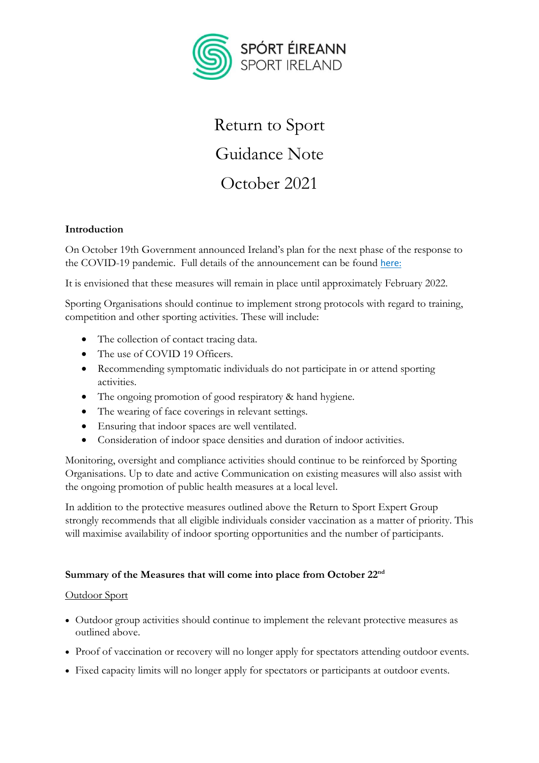SPÓRT ÉIREANN
SPORT IRELAND

# Return to Sport

# Guidance Note

# October 2021

**Introduction**

On October 19th Government announced Ireland's plan for the next phase of the response to the COVID-19 pandemic. Full details of the announcement can be found here:

It is envisioned that these measures will remain in place until approximately February 2022.

Sporting Organisations should continue to implement strong protocols with regard to training, competition and other sporting activities. These will include:

- The collection of contact tracing data.
- The use of COVID 19 Officers.
- Recommending symptomatic individuals do not participate in or attend sporting activities.
- The ongoing promotion of good respiratory & hand hygiene.
- The wearing of face coverings in relevant settings.
- Ensuring that indoor spaces are well ventilated.
- Consideration of indoor space densities and duration of indoor activities.

Monitoring, oversight and compliance activities should continue to be reinforced by Sporting Organisations. Up to date and active Communication on existing measures will also assist with the ongoing promotion of public health measures at a local level.

In addition to the protective measures outlined above the Return to Sport Expert Group strongly recommends that all eligible individuals consider vaccination as a matter of priority. This will maximise availability of indoor sporting opportunities and the number of participants.

**Summary of the Measures that will come into place from October 22nd**

Outdoor Sport

- Outdoor group activities should continue to implement the relevant protective measures as outlined above.
- Proof of vaccination or recovery will no longer apply for spectators attending outdoor events.
- Fixed capacity limits will no longer apply for spectators or participants at outdoor events.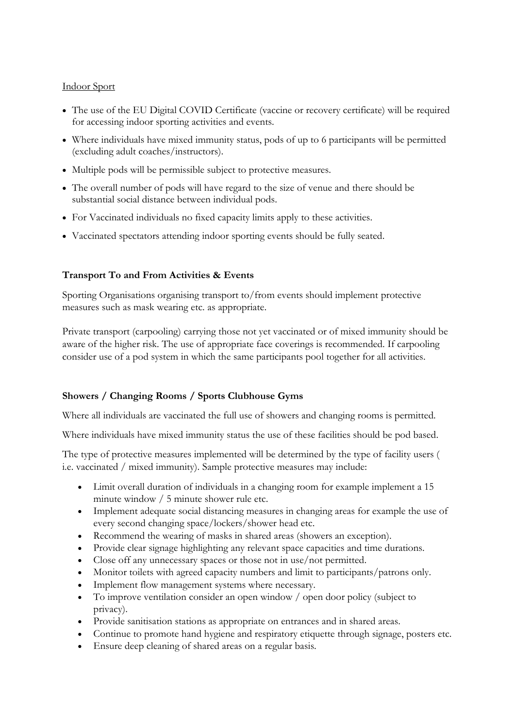Indoor Sport

- The use of the EU Digital COVID Certificate (vaccine or recovery certificate) will be required for accessing indoor sporting activities and events.
- Where individuals have mixed immunity status, pods of up to 6 participants will be permitted (excluding adult coaches/instructors).
- Multiple pods will be permissible subject to protective measures.
- The overall number of pods will have regard to the size of venue and there should be substantial social distance between individual pods.
- For Vaccinated individuals no fixed capacity limits apply to these activities.
- Vaccinated spectators attending indoor sporting events should be fully seated.

**Transport To and From Activities & Events**

Sporting Organisations organising transport to/from events should implement protective measures such as mask wearing etc. as appropriate.

Private transport (carpooling) carrying those not yet vaccinated or of mixed immunity should be aware of the higher risk. The use of appropriate face coverings is recommended. If carpooling consider use of a pod system in which the same participants pool together for all activities.

**Showers / Changing Rooms / Sports Clubhouse Gyms**

Where all individuals are vaccinated the full use of showers and changing rooms is permitted.

Where individuals have mixed immunity status the use of these facilities should be pod based.

The type of protective measures implemented will be determined by the type of facility users ( i.e. vaccinated / mixed immunity). Sample protective measures may include:

- Limit overall duration of individuals in a changing room for example implement a 15 minute window / 5 minute shower rule etc.
- Implement adequate social distancing measures in changing areas for example the use of every second changing space/lockers/shower head etc.
- Recommend the wearing of masks in shared areas (showers an exception).
- Provide clear signage highlighting any relevant space capacities and time durations.
- Close off any unnecessary spaces or those not in use/not permitted.
- Monitor toilets with agreed capacity numbers and limit to participants/patrons only.
- Implement flow management systems where necessary.
- To improve ventilation consider an open window / open door policy (subject to privacy).
- Provide sanitisation stations as appropriate on entrances and in shared areas.
- Continue to promote hand hygiene and respiratory etiquette through signage, posters etc.
- Ensure deep cleaning of shared areas on a regular basis.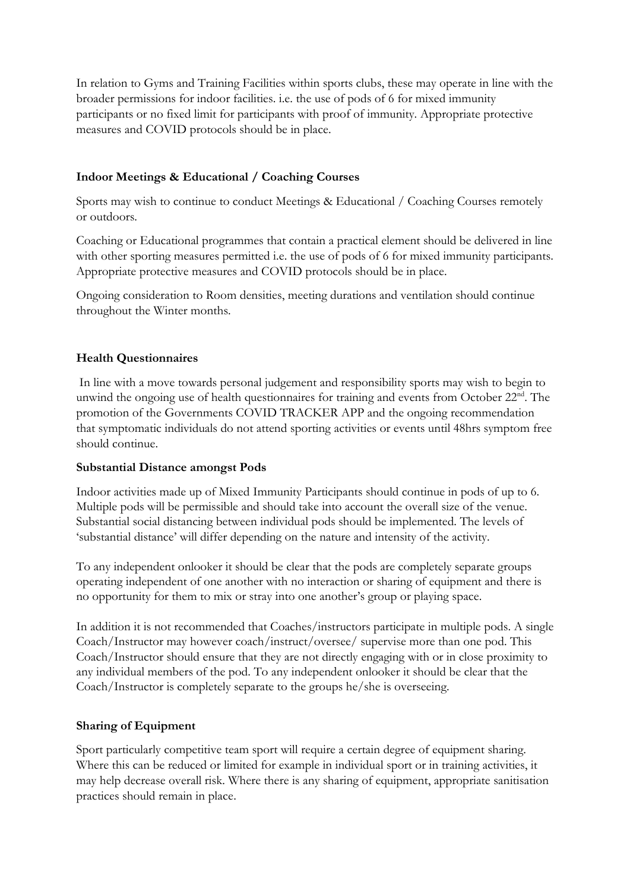In relation to Gyms and Training Facilities within sports clubs, these may operate in line with the broader permissions for indoor facilities. i.e. the use of pods of 6 for mixed immunity participants or no fixed limit for participants with proof of immunity. Appropriate protective measures and COVID protocols should be in place.

**Indoor Meetings & Educational / Coaching Courses**

Sports may wish to continue to conduct Meetings & Educational / Coaching Courses remotely or outdoors.

Coaching or Educational programmes that contain a practical element should be delivered in line with other sporting measures permitted i.e. the use of pods of 6 for mixed immunity participants. Appropriate protective measures and COVID protocols should be in place.

Ongoing consideration to Room densities, meeting durations and ventilation should continue throughout the Winter months.

**Health Questionnaires**

In line with a move towards personal judgement and responsibility sports may wish to begin to unwind the ongoing use of health questionnaires for training and events from October 22nd. The promotion of the Governments COVID TRACKER APP and the ongoing recommendation that symptomatic individuals do not attend sporting activities or events until 48hrs symptom free should continue.

**Substantial Distance amongst Pods**

Indoor activities made up of Mixed Immunity Participants should continue in pods of up to 6. Multiple pods will be permissible and should take into account the overall size of the venue. Substantial social distancing between individual pods should be implemented. The levels of 'substantial distance' will differ depending on the nature and intensity of the activity.

To any independent onlooker it should be clear that the pods are completely separate groups operating independent of one another with no interaction or sharing of equipment and there is no opportunity for them to mix or stray into one another's group or playing space.

In addition it is not recommended that Coaches/instructors participate in multiple pods. A single Coach/Instructor may however coach/instruct/oversee/ supervise more than one pod. This Coach/Instructor should ensure that they are not directly engaging with or in close proximity to any individual members of the pod. To any independent onlooker it should be clear that the Coach/Instructor is completely separate to the groups he/she is overseeing.

**Sharing of Equipment**

Sport particularly competitive team sport will require a certain degree of equipment sharing. Where this can be reduced or limited for example in individual sport or in training activities, it may help decrease overall risk. Where there is any sharing of equipment, appropriate sanitisation practices should remain in place.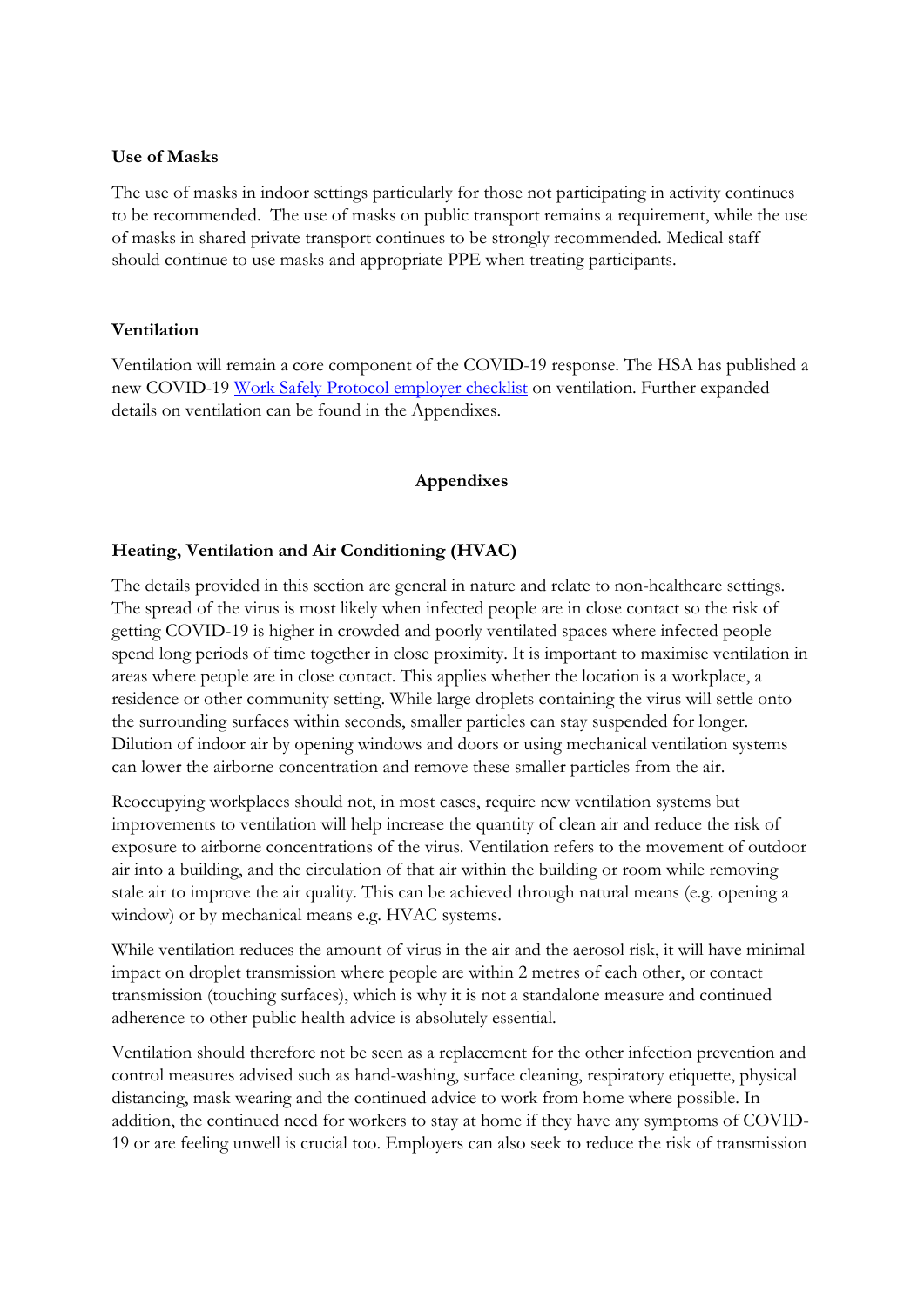**Use of Masks**

The use of masks in indoor settings particularly for those not participating in activity continues to be recommended. The use of masks on public transport remains a requirement, while the use of masks in shared private transport continues to be strongly recommended. Medical staff should continue to use masks and appropriate PPE when treating participants.

**Ventilation**

Ventilation will remain a core component of the COVID-19 response. The HSA has published a new COVID-19 Work Safely Protocol employer checklist on ventilation. Further expanded details on ventilation can be found in the Appendixes.

## Appendixes

### Heating, Ventilation and Air Conditioning (HVAC)

The details provided in this section are general in nature and relate to non-healthcare settings. The spread of the virus is most likely when infected people are in close contact so the risk of getting COVID-19 is higher in crowded and poorly ventilated spaces where infected people spend long periods of time together in close proximity. It is important to maximise ventilation in areas where people are in close contact. This applies whether the location is a workplace, a residence or other community setting. While large droplets containing the virus will settle onto the surrounding surfaces within seconds, smaller particles can stay suspended for longer. Dilution of indoor air by opening windows and doors or using mechanical ventilation systems can lower the airborne concentration and remove these smaller particles from the air.

Reoccupying workplaces should not, in most cases, require new ventilation systems but improvements to ventilation will help increase the quantity of clean air and reduce the risk of exposure to airborne concentrations of the virus. Ventilation refers to the movement of outdoor air into a building, and the circulation of that air within the building or room while removing stale air to improve the air quality. This can be achieved through natural means (e.g. opening a window) or by mechanical means e.g. HVAC systems.

While ventilation reduces the amount of virus in the air and the aerosol risk, it will have minimal impact on droplet transmission where people are within 2 metres of each other, or contact transmission (touching surfaces), which is why it is not a standalone measure and continued adherence to other public health advice is absolutely essential.

Ventilation should therefore not be seen as a replacement for the other infection prevention and control measures advised such as hand-washing, surface cleaning, respiratory etiquette, physical distancing, mask wearing and the continued advice to work from home where possible. In addition, the continued need for workers to stay at home if they have any symptoms of COVID-19 or are feeling unwell is crucial too. Employers can also seek to reduce the risk of transmission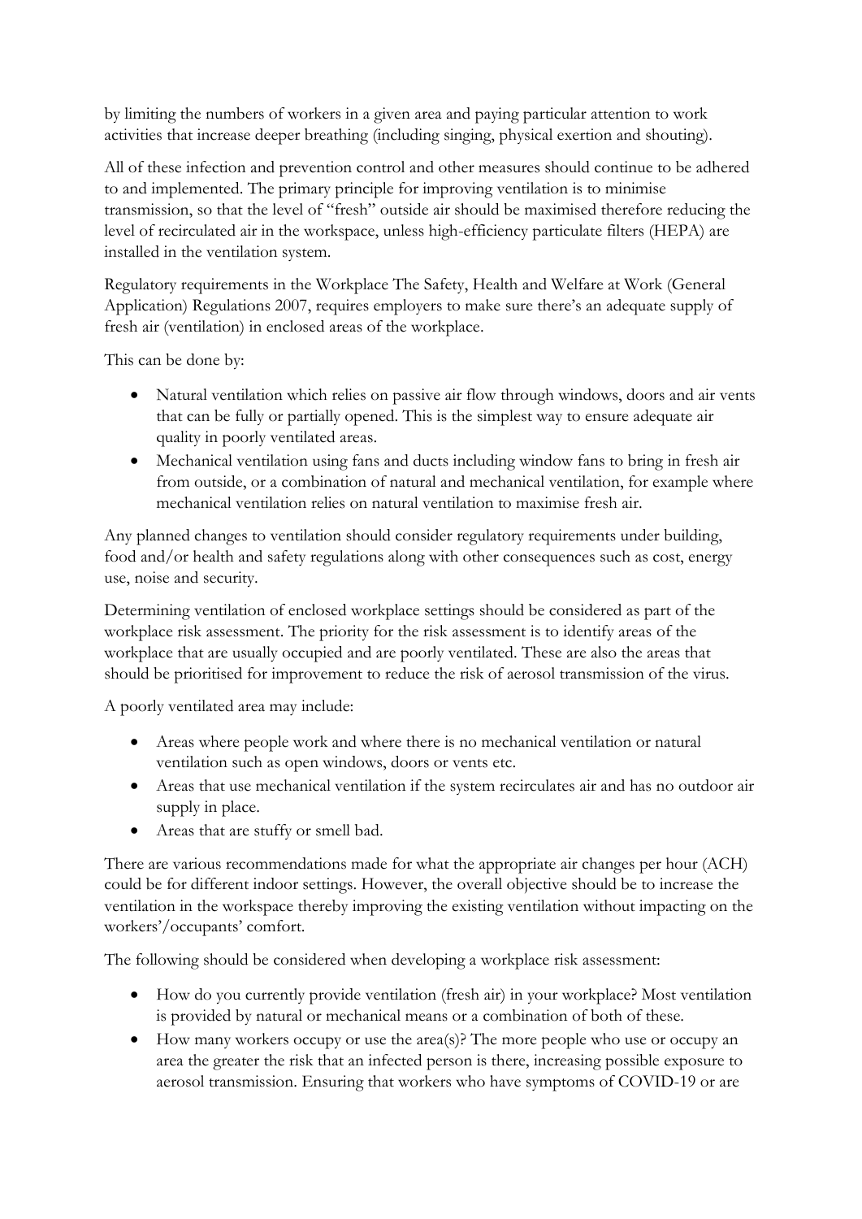by limiting the numbers of workers in a given area and paying particular attention to work activities that increase deeper breathing (including singing, physical exertion and shouting).

All of these infection and prevention control and other measures should continue to be adhered to and implemented. The primary principle for improving ventilation is to minimise transmission, so that the level of "fresh" outside air should be maximised therefore reducing the level of recirculated air in the workspace, unless high-efficiency particulate filters (HEPA) are installed in the ventilation system.

Regulatory requirements in the Workplace The Safety, Health and Welfare at Work (General Application) Regulations 2007, requires employers to make sure there's an adequate supply of fresh air (ventilation) in enclosed areas of the workplace.

This can be done by:

- Natural ventilation which relies on passive air flow through windows, doors and air vents that can be fully or partially opened. This is the simplest way to ensure adequate air quality in poorly ventilated areas.
- Mechanical ventilation using fans and ducts including window fans to bring in fresh air from outside, or a combination of natural and mechanical ventilation, for example where mechanical ventilation relies on natural ventilation to maximise fresh air.

Any planned changes to ventilation should consider regulatory requirements under building, food and/or health and safety regulations along with other consequences such as cost, energy use, noise and security.

Determining ventilation of enclosed workplace settings should be considered as part of the workplace risk assessment. The priority for the risk assessment is to identify areas of the workplace that are usually occupied and are poorly ventilated. These are also the areas that should be prioritised for improvement to reduce the risk of aerosol transmission of the virus.

A poorly ventilated area may include:

- Areas where people work and where there is no mechanical ventilation or natural ventilation such as open windows, doors or vents etc.
- Areas that use mechanical ventilation if the system recirculates air and has no outdoor air supply in place.
- Areas that are stuffy or smell bad.

There are various recommendations made for what the appropriate air changes per hour (ACH) could be for different indoor settings. However, the overall objective should be to increase the ventilation in the workspace thereby improving the existing ventilation without impacting on the workers'/occupants' comfort.

The following should be considered when developing a workplace risk assessment:

- How do you currently provide ventilation (fresh air) in your workplace? Most ventilation is provided by natural or mechanical means or a combination of both of these.
- How many workers occupy or use the area(s)? The more people who use or occupy an area the greater the risk that an infected person is there, increasing possible exposure to aerosol transmission. Ensuring that workers who have symptoms of COVID-19 or are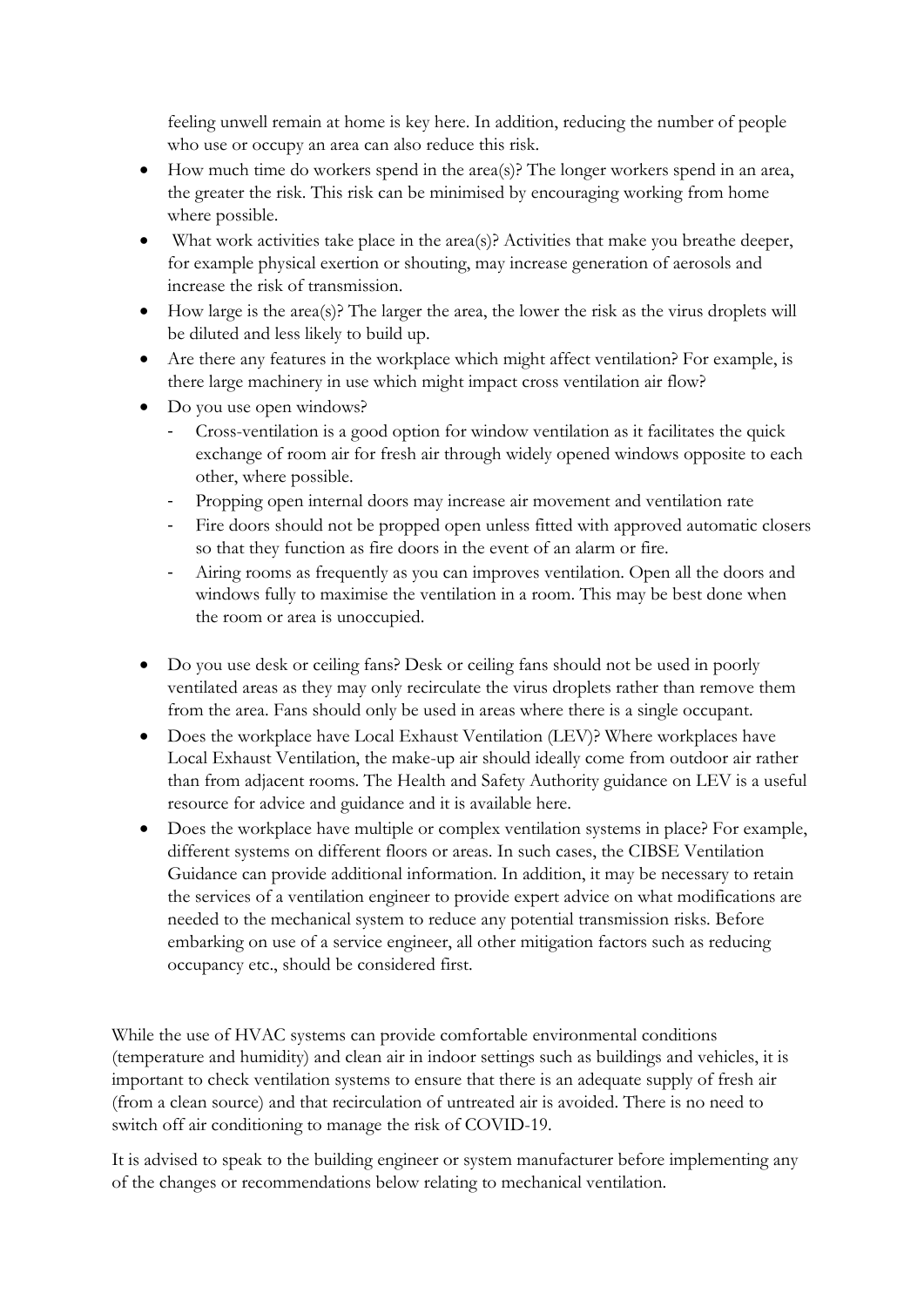feeling unwell remain at home is key here. In addition, reducing the number of people who use or occupy an area can also reduce this risk.

- How much time do workers spend in the area(s)? The longer workers spend in an area, the greater the risk. This risk can be minimised by encouraging working from home where possible.
- What work activities take place in the area(s)? Activities that make you breathe deeper, for example physical exertion or shouting, may increase generation of aerosols and increase the risk of transmission.
- How large is the area(s)? The larger the area, the lower the risk as the virus droplets will be diluted and less likely to build up.
- Are there any features in the workplace which might affect ventilation? For example, is there large machinery in use which might impact cross ventilation air flow?
- Do you use open windows?
    - Cross-ventilation is a good option for window ventilation as it facilitates the quick exchange of room air for fresh air through widely opened windows opposite to each other, where possible.
    - Propping open internal doors may increase air movement and ventilation rate
    - Fire doors should not be propped open unless fitted with approved automatic closers so that they function as fire doors in the event of an alarm or fire.
    - Airing rooms as frequently as you can improves ventilation. Open all the doors and windows fully to maximise the ventilation in a room. This may be best done when the room or area is unoccupied.
- Do you use desk or ceiling fans? Desk or ceiling fans should not be used in poorly ventilated areas as they may only recirculate the virus droplets rather than remove them from the area. Fans should only be used in areas where there is a single occupant.
- Does the workplace have Local Exhaust Ventilation (LEV)? Where workplaces have Local Exhaust Ventilation, the make-up air should ideally come from outdoor air rather than from adjacent rooms. The Health and Safety Authority guidance on LEV is a useful resource for advice and guidance and it is available here.
- Does the workplace have multiple or complex ventilation systems in place? For example, different systems on different floors or areas. In such cases, the CIBSE Ventilation Guidance can provide additional information. In addition, it may be necessary to retain the services of a ventilation engineer to provide expert advice on what modifications are needed to the mechanical system to reduce any potential transmission risks. Before embarking on use of a service engineer, all other mitigation factors such as reducing occupancy etc., should be considered first.

While the use of HVAC systems can provide comfortable environmental conditions (temperature and humidity) and clean air in indoor settings such as buildings and vehicles, it is important to check ventilation systems to ensure that there is an adequate supply of fresh air (from a clean source) and that recirculation of untreated air is avoided. There is no need to switch off air conditioning to manage the risk of COVID-19.

It is advised to speak to the building engineer or system manufacturer before implementing any of the changes or recommendations below relating to mechanical ventilation.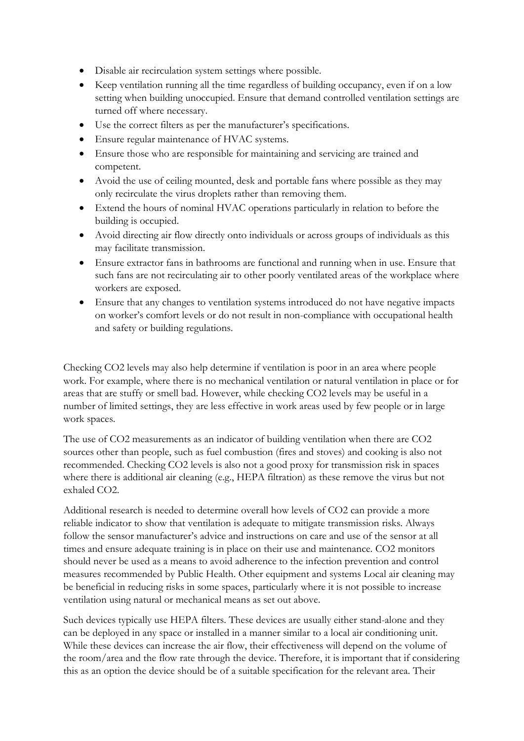- Disable air recirculation system settings where possible.
- Keep ventilation running all the time regardless of building occupancy, even if on a low setting when building unoccupied. Ensure that demand controlled ventilation settings are turned off where necessary.
- Use the correct filters as per the manufacturer's specifications.
- Ensure regular maintenance of HVAC systems.
- Ensure those who are responsible for maintaining and servicing are trained and competent.
- Avoid the use of ceiling mounted, desk and portable fans where possible as they may only recirculate the virus droplets rather than removing them.
- Extend the hours of nominal HVAC operations particularly in relation to before the building is occupied.
- Avoid directing air flow directly onto individuals or across groups of individuals as this may facilitate transmission.
- Ensure extractor fans in bathrooms are functional and running when in use. Ensure that such fans are not recirculating air to other poorly ventilated areas of the workplace where workers are exposed.
- Ensure that any changes to ventilation systems introduced do not have negative impacts on worker's comfort levels or do not result in non-compliance with occupational health and safety or building regulations.

Checking $CO_2$ levels may also help determine if ventilation is poor in an area where people work. For example, where there is no mechanical ventilation or natural ventilation in place or for areas that are stuffy or smell bad. However, while checking $CO_2$ levels may be useful in a number of limited settings, they are less effective in work areas used by few people or in large work spaces.

The use of $CO_2$ measurements as an indicator of building ventilation when there are $CO_2$ sources other than people, such as fuel combustion (fires and stoves) and cooking is also not recommended. Checking $CO_2$ levels is also not a good proxy for transmission risk in spaces where there is additional air cleaning (e.g., HEPA filtration) as these remove the virus but not exhaled $CO_2$.

Additional research is needed to determine overall how levels of $CO_2$ can provide a more reliable indicator to show that ventilation is adequate to mitigate transmission risks. Always follow the sensor manufacturer's advice and instructions on care and use of the sensor at all times and ensure adequate training is in place on their use and maintenance. $CO_2$ monitors should never be used as a means to avoid adherence to the infection prevention and control measures recommended by Public Health. Other equipment and systems Local air cleaning may be beneficial in reducing risks in some spaces, particularly where it is not possible to increase ventilation using natural or mechanical means as set out above.

Such devices typically use HEPA filters. These devices are usually either stand-alone and they can be deployed in any space or installed in a manner similar to a local air conditioning unit. While these devices can increase the air flow, their effectiveness will depend on the volume of the room/area and the flow rate through the device. Therefore, it is important that if considering this as an option the device should be of a suitable specification for the relevant area. Their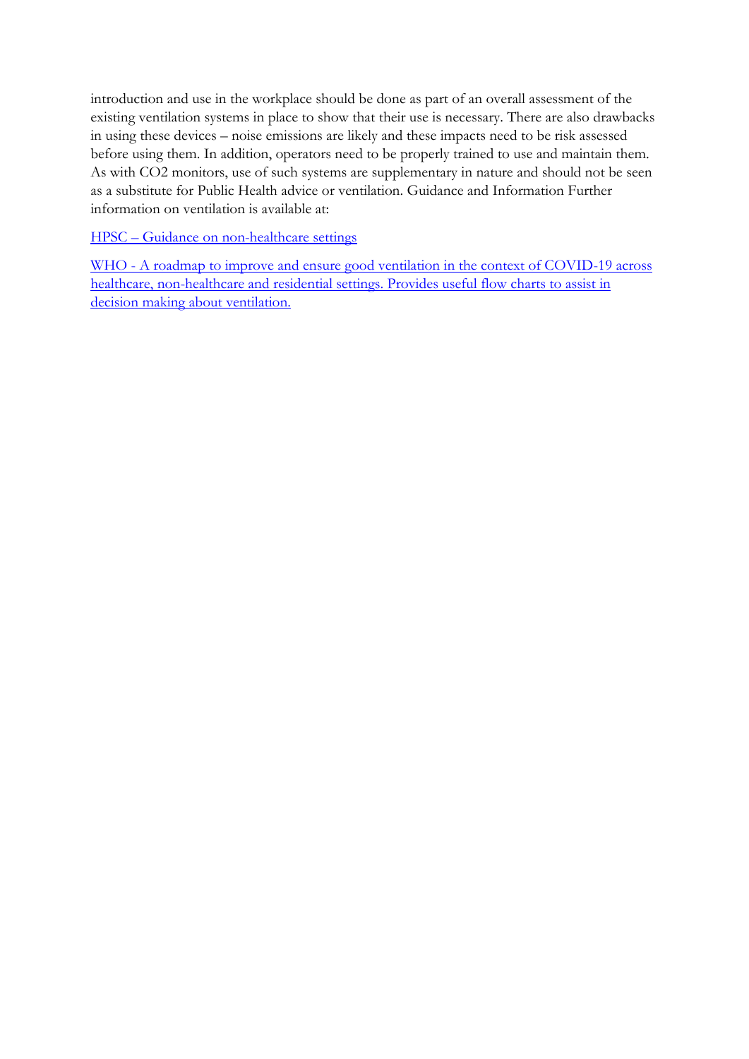introduction and use in the workplace should be done as part of an overall assessment of the existing ventilation systems in place to show that their use is necessary. There are also drawbacks in using these devices – noise emissions are likely and these impacts need to be risk assessed before using them. In addition, operators need to be properly trained to use and maintain them. As with $CO_2$ monitors, use of such systems are supplementary in nature and should not be seen as a substitute for Public Health advice or ventilation. Guidance and Information Further information on ventilation is available at:

HPSC – Guidance on non-healthcare settings

WHO - A roadmap to improve and ensure good ventilation in the context of COVID-19 across healthcare, non-healthcare and residential settings. Provides useful flow charts to assist in decision making about ventilation.